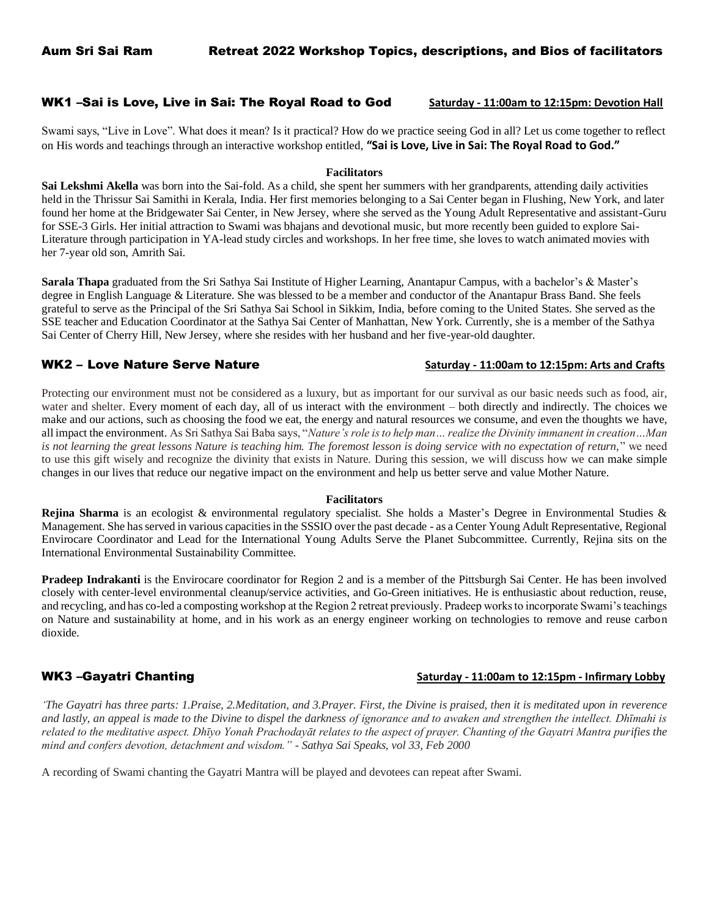# Aum Sri Sai Ram Retreat 2022 Workshop Topics, descriptions, and Bios of facilitators

## WK1 –Sai is Love, Live in Sai: The Royal Road to God

**Saturday - 11:00am to 12:15pm: Devotion Hall**

Swami says, "Live in Love". What does it mean? Is it practical? How do we practice seeing God in all? Let us come together to reflect on His words and teachings through an interactive workshop entitled, **"Sai is Love, Live in Sai: The Royal Road to God."**

**Facilitators**

**Sai Lekshmi Akella** was born into the Sai-fold. As a child, she spent her summers with her grandparents, attending daily activities held in the Thrissur Sai Samithi in Kerala, India. Her first memories belonging to a Sai Center began in Flushing, New York, and later found her home at the Bridgewater Sai Center, in New Jersey, where she served as the Young Adult Representative and assistant-Guru for SSE-3 Girls. Her initial attraction to Swami was bhajans and devotional music, but more recently been guided to explore Sai-Literature through participation in YA-lead study circles and workshops. In her free time, she loves to watch animated movies with her 7-year old son, Amrith Sai.

**Sarala Thapa** graduated from the Sri Sathya Sai Institute of Higher Learning, Anantapur Campus, with a bachelor's & Master's degree in English Language & Literature. She was blessed to be a member and conductor of the Anantapur Brass Band. She feels grateful to serve as the Principal of the Sri Sathya Sai School in Sikkim, India, before coming to the United States. She served as the SSE teacher and Education Coordinator at the Sathya Sai Center of Manhattan, New York. Currently, she is a member of the Sathya Sai Center of Cherry Hill, New Jersey, where she resides with her husband and her five-year-old daughter.

## WK2 – Love Nature Serve Nature

**Saturday - 11:00am to 12:15pm: Arts and Crafts**

Protecting our environment must not be considered as a luxury, but as important for our survival as our basic needs such as food, air, water and shelter. Every moment of each day, all of us interact with the environment – both directly and indirectly. The choices we make and our actions, such as choosing the food we eat, the energy and natural resources we consume, and even the thoughts we have, all impact the environment. As Sri Sathya Sai Baba says, "*Nature's role is to help man… realize the Divinity immanent in creation…Man is not learning the great lessons Nature is teaching him. The foremost lesson is doing service with no expectation of return,*" we need to use this gift wisely and recognize the divinity that exists in Nature. During this session, we will discuss how we can make simple changes in our lives that reduce our negative impact on the environment and help us better serve and value Mother Nature.

**Facilitators**

**Rejina Sharma** is an ecologist & environmental regulatory specialist. She holds a Master's Degree in Environmental Studies & Management. She has served in various capacities in the SSSIO over the past decade - as a Center Young Adult Representative, Regional Envirocare Coordinator and Lead for the International Young Adults Serve the Planet Subcommittee. Currently, Rejina sits on the International Environmental Sustainability Committee.

**Pradeep Indrakanti** is the Envirocare coordinator for Region 2 and is a member of the Pittsburgh Sai Center. He has been involved closely with center-level environmental cleanup/service activities, and Go-Green initiatives. He is enthusiastic about reduction, reuse, and recycling, and has co-led a composting workshop at the Region 2 retreat previously. Pradeep works to incorporate Swami's teachings on Nature and sustainability at home, and in his work as an energy engineer working on technologies to remove and reuse carbon dioxide.

## WK3 –Gayatri Chanting

**Saturday - 11:00am to 12:15pm - Infirmary Lobby**

*'The Gayatri has three parts: 1.Praise, 2.Meditation, and 3.Prayer. First, the Divine is praised, then it is meditated upon in reverence and lastly, an appeal is made to the Divine to dispel the darkness of ignorance and to awaken and strengthen the intellect. Dhīmahi is related to the meditative aspect. Dhīyo Yonah Prachodayāt relates to the aspect of prayer. Chanting of the Gayatri Mantra purifies the mind and confers devotion, detachment and wisdom." - Sathya Sai Speaks, vol 33, Feb 2000*

A recording of Swami chanting the Gayatri Mantra will be played and devotees can repeat after Swami.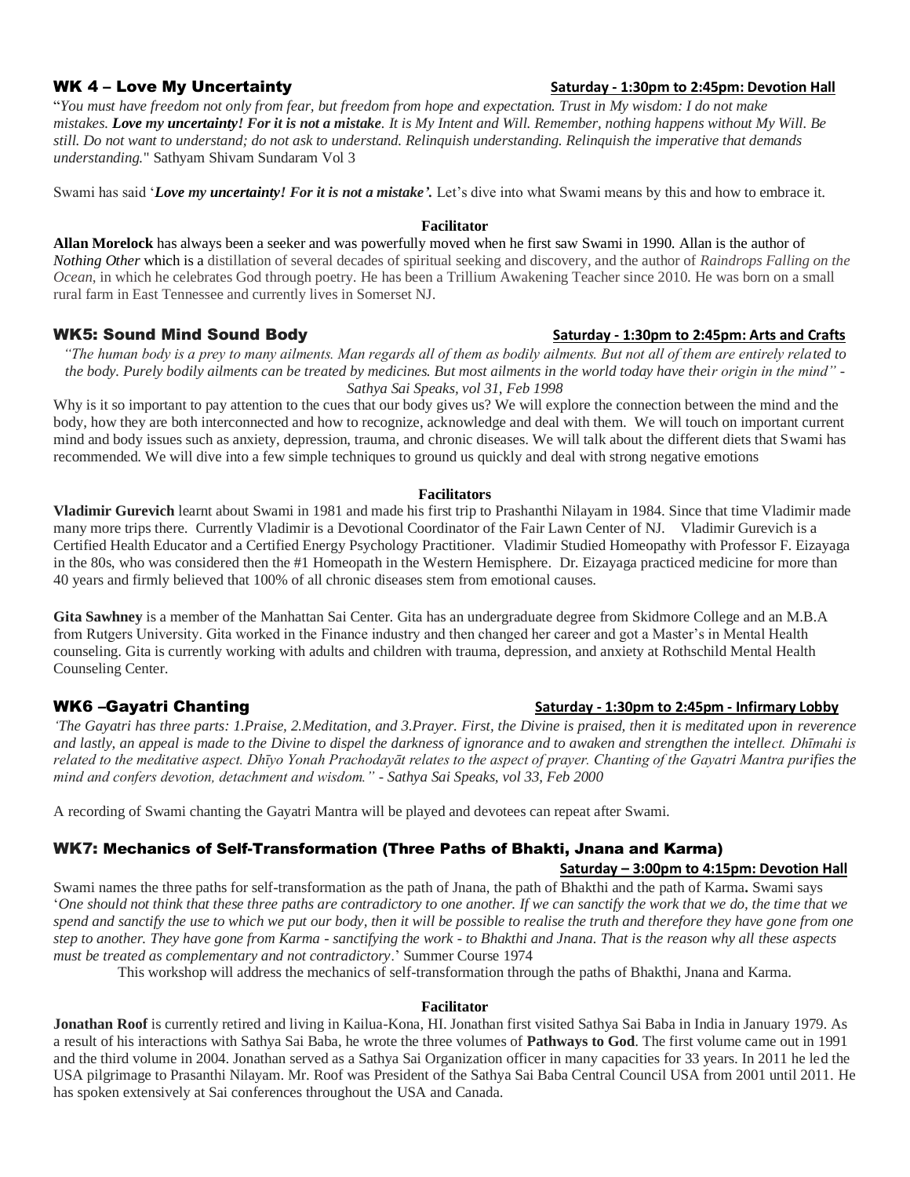## WK 4 – Love My Uncertainty

**Saturday - 1:30pm to 2:45pm: Devotion Hall**

"*You must have freedom not only from fear, but freedom from hope and expectation. Trust in My wisdom: I do not make mistakes. **Love my uncertainty! For it is not a mistake**. It is My Intent and Will. Remember, nothing happens without My Will. Be still. Do not want to understand; do not ask to understand. Relinquish understanding. Relinquish the imperative that demands understanding.*" Sathyam Shivam Sundaram Vol 3

Swami has said '***Love my uncertainty! For it is not a mistake'.*** Let's dive into what Swami means by this and how to embrace it.

**Facilitator**

**Allan Morelock** has always been a seeker and was powerfully moved when he first saw Swami in 1990. Allan is the author of *Nothing Other* which is a distillation of several decades of spiritual seeking and discovery, and the author of *Raindrops Falling on the Ocean*, in which he celebrates God through poetry. He has been a Trillium Awakening Teacher since 2010. He was born on a small rural farm in East Tennessee and currently lives in Somerset NJ.

## WK5: Sound Mind Sound Body

**Saturday - 1:30pm to 2:45pm: Arts and Crafts**

*"The human body is a prey to many ailments. Man regards all of them as bodily ailments. But not all of them are entirely related to the body. Purely bodily ailments can be treated by medicines. But most ailments in the world today have their origin in the mind" - Sathya Sai Speaks, vol 31, Feb 1998*

Why is it so important to pay attention to the cues that our body gives us? We will explore the connection between the mind and the body, how they are both interconnected and how to recognize, acknowledge and deal with them. We will touch on important current mind and body issues such as anxiety, depression, trauma, and chronic diseases. We will talk about the different diets that Swami has recommended. We will dive into a few simple techniques to ground us quickly and deal with strong negative emotions

**Facilitators**

**Vladimir Gurevich** learnt about Swami in 1981 and made his first trip to Prashanthi Nilayam in 1984. Since that time Vladimir made many more trips there. Currently Vladimir is a Devotional Coordinator of the Fair Lawn Center of NJ. Vladimir Gurevich is a Certified Health Educator and a Certified Energy Psychology Practitioner. Vladimir Studied Homeopathy with Professor F. Eizayaga in the 80s, who was considered then the #1 Homeopath in the Western Hemisphere. Dr. Eizayaga practiced medicine for more than 40 years and firmly believed that 100% of all chronic diseases stem from emotional causes.

**Gita Sawhney** is a member of the Manhattan Sai Center. Gita has an undergraduate degree from Skidmore College and an M.B.A from Rutgers University. Gita worked in the Finance industry and then changed her career and got a Master's in Mental Health counseling. Gita is currently working with adults and children with trauma, depression, and anxiety at Rothschild Mental Health Counseling Center.

## WK6 –Gayatri Chanting

**Saturday - 1:30pm to 2:45pm - Infirmary Lobby**

*'The Gayatri has three parts: 1.Praise, 2.Meditation, and 3.Prayer. First, the Divine is praised, then it is meditated upon in reverence and lastly, an appeal is made to the Divine to dispel the darkness of ignorance and to awaken and strengthen the intellect. Dhīmahi is related to the meditative aspect. Dhīyo Yonah Prachodayāt relates to the aspect of prayer. Chanting of the Gayatri Mantra purifies the mind and confers devotion, detachment and wisdom." - Sathya Sai Speaks, vol 33, Feb 2000*

A recording of Swami chanting the Gayatri Mantra will be played and devotees can repeat after Swami.

## WK7: Mechanics of Self-Transformation (Three Paths of Bhakti, Jnana and Karma)

**Saturday – 3:00pm to 4:15pm: Devotion Hall**

Swami names the three paths for self-transformation as the path of Jnana, the path of Bhakthi and the path of Karma**.** Swami says '*One should not think that these three paths are contradictory to one another. If we can sanctify the work that we do, the time that we spend and sanctify the use to which we put our body, then it will be possible to realise the truth and therefore they have gone from one step to another. They have gone from Karma - sanctifying the work - to Bhakthi and Jnana. That is the reason why all these aspects must be treated as complementary and not contradictory*.' Summer Course 1974

This workshop will address the mechanics of self-transformation through the paths of Bhakthi, Jnana and Karma.

**Facilitator**

**Jonathan Roof** is currently retired and living in Kailua-Kona, HI. Jonathan first visited Sathya Sai Baba in India in January 1979. As a result of his interactions with Sathya Sai Baba, he wrote the three volumes of **Pathways to God**. The first volume came out in 1991 and the third volume in 2004. Jonathan served as a Sathya Sai Organization officer in many capacities for 33 years. In 2011 he led the USA pilgrimage to Prasanthi Nilayam. Mr. Roof was President of the Sathya Sai Baba Central Council USA from 2001 until 2011. He has spoken extensively at Sai conferences throughout the USA and Canada.